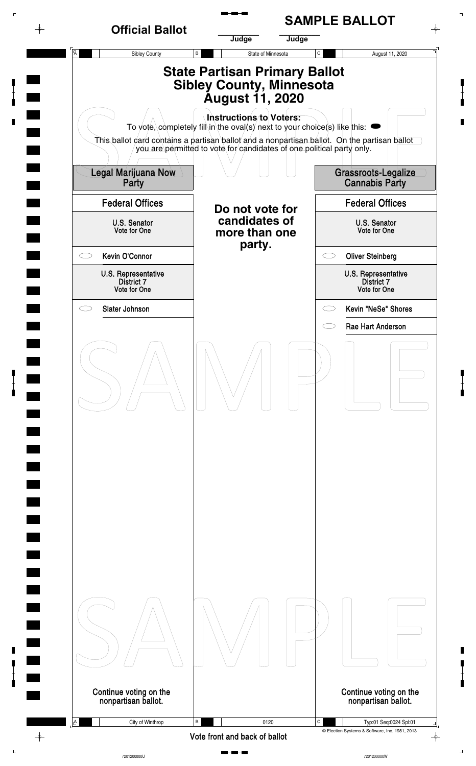**Official Ballot**

**SAMPLE BALLOT**

Judge Judge

Sibley County | State of Minnesota | August 11, 2020

# State Partisan Primary Ballot
# Sibley County, Minnesota
# August 11, 2020

**Instructions to Voters:**
To vote, completely fill in the oval(s) next to your choice(s) like this: ⬬

This ballot card contains a partisan ballot and a nonpartisan ballot. On the partisan ballot you are permitted to vote for candidates of one political party only.

**Do not vote for candidates of more than one party.**

## Legal Marijuana Now Party

### Federal Offices

**U.S. Senator**
Vote for One

- ⬭ Kevin O'Connor

**U.S. Representative District 7**
Vote for One

- ⬭ Slater Johnson

Continue voting on the nonpartisan ballot.

## Grassroots-Legalize Cannabis Party

### Federal Offices

**U.S. Senator**
Vote for One

- ⬭ Oliver Steinberg

**U.S. Representative District 7**
Vote for One

- ⬭ Kevin "NeSe" Shores
- ⬭ Rae Hart Anderson

Continue voting on the nonpartisan ballot.

City of Winthrop | 0120 | Typ:01 Seq:0024 Spl:01

Vote front and back of ballot

© Election Systems & Software, Inc. 1981, 2013

7201200000U 7201200000W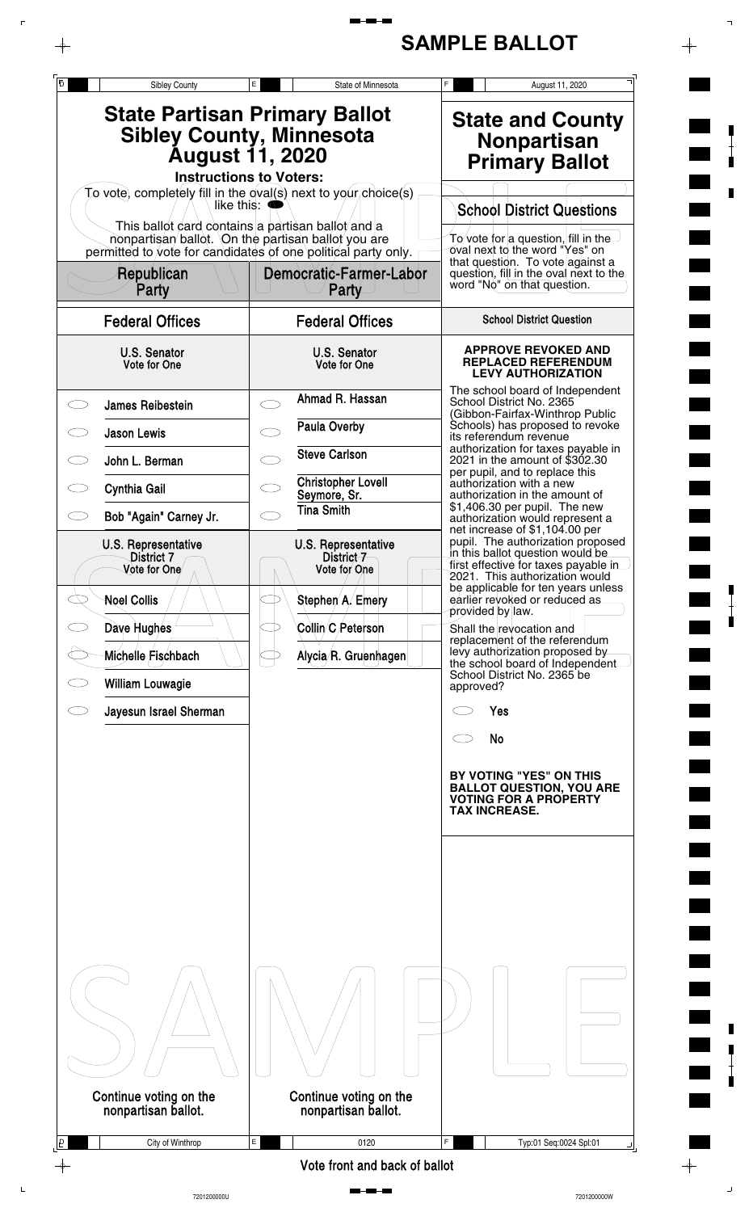# SAMPLE BALLOT

Sibley County | State of Minnesota | August 11, 2020

## State Partisan Primary Ballot
## Sibley County, Minnesota
## August 11, 2020

**Instructions to Voters:**

To vote, completely fill in the oval(s) next to your choice(s) like this: ⬬

This ballot card contains a partisan ballot and a nonpartisan ballot. On the partisan ballot you are permitted to vote for candidates of one political party only.

### Republican Party

#### Federal Offices

**U.S. Senator**
Vote for One

- ⬭ James Reibestein
- ⬭ Jason Lewis
- ⬭ John L. Berman
- ⬭ Cynthia Gail
- ⬭ Bob "Again" Carney Jr.

**U.S. Representative District 7**
Vote for One

- ⬭ Noel Collis
- ⬭ Dave Hughes
- ⬭ Michelle Fischbach
- ⬭ William Louwagie
- ⬭ Jayesun Israel Sherman

Continue voting on the nonpartisan ballot.

### Democratic-Farmer-Labor Party

#### Federal Offices

**U.S. Senator**
Vote for One

- ⬭ Ahmad R. Hassan
- ⬭ Paula Overby
- ⬭ Steve Carlson
- ⬭ Christopher Lovell Seymore, Sr.
- ⬭ Tina Smith

**U.S. Representative District 7**
Vote for One

- ⬭ Stephen A. Emery
- ⬭ Collin C Peterson
- ⬭ Alycia R. Gruenhagen

Continue voting on the nonpartisan ballot.

## State and County Nonpartisan Primary Ballot

### School District Questions

To vote for a question, fill in the oval next to the word "Yes" on that question. To vote against a question, fill in the oval next to the word "No" on that question.

#### School District Question

**APPROVE REVOKED AND REPLACED REFERENDUM LEVY AUTHORIZATION**

The school board of Independent School District No. 2365 (Gibbon-Fairfax-Winthrop Public Schools) has proposed to revoke its referendum revenue authorization for taxes payable in 2021 in the amount of $302.30 per pupil, and to replace this authorization with a new authorization in the amount of $1,406.30 per pupil. The new authorization would represent a net increase of $1,104.00 per pupil. The authorization proposed in this ballot question would be first effective for taxes payable in 2021. This authorization would be applicable for ten years unless earlier revoked or reduced as provided by law.

Shall the revocation and replacement of the referendum levy authorization proposed by the school board of Independent School District No. 2365 be approved?

- ⬭ Yes
- ⬭ No

**BY VOTING "YES" ON THIS BALLOT QUESTION, YOU ARE VOTING FOR A PROPERTY TAX INCREASE.**

City of Winthrop | 0120 | Typ:01 Seq:0024 Spl:01

Vote front and back of ballot